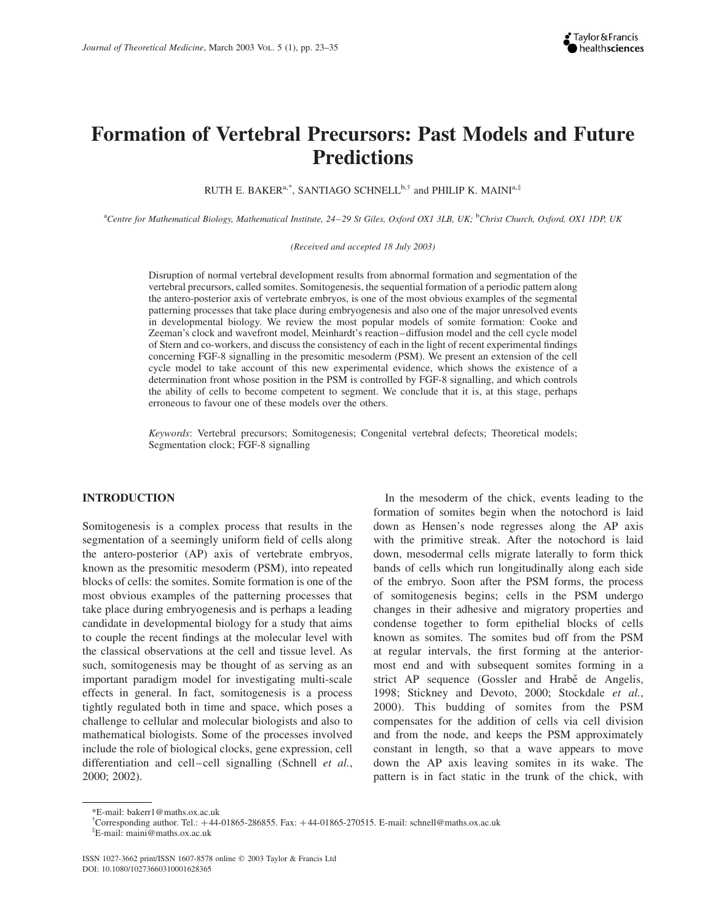# Formation of Vertebral Precursors: Past Models and Future Predictions

RUTH E. BAKER[a,*], SANTIAGO SCHNELL[b,†] and PHILIP K. MAINI[a,‡]

[a]*Centre for Mathematical Biology, Mathematical Institute, 24–29 St Giles, Oxford OX1 3LB, UK;* [b]*Christ Church, Oxford, OX1 1DP, UK*

*(Received and accepted 18 July 2003)*

Disruption of normal vertebral development results from abnormal formation and segmentation of the vertebral precursors, called somites. Somitogenesis, the sequential formation of a periodic pattern along the antero-posterior axis of vertebrate embryos, is one of the most obvious examples of the segmental patterning processes that take place during embryogenesis and also one of the major unresolved events in developmental biology. We review the most popular models of somite formation: Cooke and Zeeman's clock and wavefront model, Meinhardt's reaction–diffusion model and the cell cycle model of Stern and co-workers, and discuss the consistency of each in the light of recent experimental findings concerning FGF-8 signalling in the presomitic mesoderm (PSM). We present an extension of the cell cycle model to take account of this new experimental evidence, which shows the existence of a determination front whose position in the PSM is controlled by FGF-8 signalling, and which controls the ability of cells to become competent to segment. We conclude that it is, at this stage, perhaps erroneous to favour one of these models over the others.

*Keywords*: Vertebral precursors; Somitogenesis; Congenital vertebral defects; Theoretical models; Segmentation clock; FGF-8 signalling

## INTRODUCTION

Somitogenesis is a complex process that results in the segmentation of a seemingly uniform field of cells along the antero-posterior (AP) axis of vertebrate embryos, known as the presomitic mesoderm (PSM), into repeated blocks of cells: the somites. Somite formation is one of the most obvious examples of the patterning processes that take place during embryogenesis and is perhaps a leading candidate in developmental biology for a study that aims to couple the recent findings at the molecular level with the classical observations at the cell and tissue level. As such, somitogenesis may be thought of as serving as an important paradigm model for investigating multi-scale effects in general. In fact, somitogenesis is a process tightly regulated both in time and space, which poses a challenge to cellular and molecular biologists and also to mathematical biologists. Some of the processes involved include the role of biological clocks, gene expression, cell differentiation and cell–cell signalling (Schnell *et al.*, 2000; 2002).

In the mesoderm of the chick, events leading to the formation of somites begin when the notochord is laid down as Hensen's node regresses along the AP axis with the primitive streak. After the notochord is laid down, mesodermal cells migrate laterally to form thick bands of cells which run longitudinally along each side of the embryo. Soon after the PSM forms, the process of somitogenesis begins; cells in the PSM undergo changes in their adhesive and migratory properties and condense together to form epithelial blocks of cells known as somites. The somites bud off from the PSM at regular intervals, the first forming at the anterior-most end and with subsequent somites forming in a strict AP sequence (Gossler and Hrabě de Angelis, 1998; Stickney and Devoto, 2000; Stockdale *et al.*, 2000). This budding of somites from the PSM compensates for the addition of cells via cell division and from the node, and keeps the PSM approximately constant in length, so that a wave appears to move down the AP axis leaving somites in its wake. The pattern is in fact static in the trunk of the chick, with

*E-mail: bakerr1@maths.ox.ac.uk

†Corresponding author. Tel.: +44-01865-286855. Fax: +44-01865-270515. E-mail: schnell@maths.ox.ac.uk

‡E-mail: maini@maths.ox.ac.uk

ISSN 1027-3662 print/ISSN 1607-8578 online © 2003 Taylor & Francis Ltd
DOI: 10.1080/10273660310001628365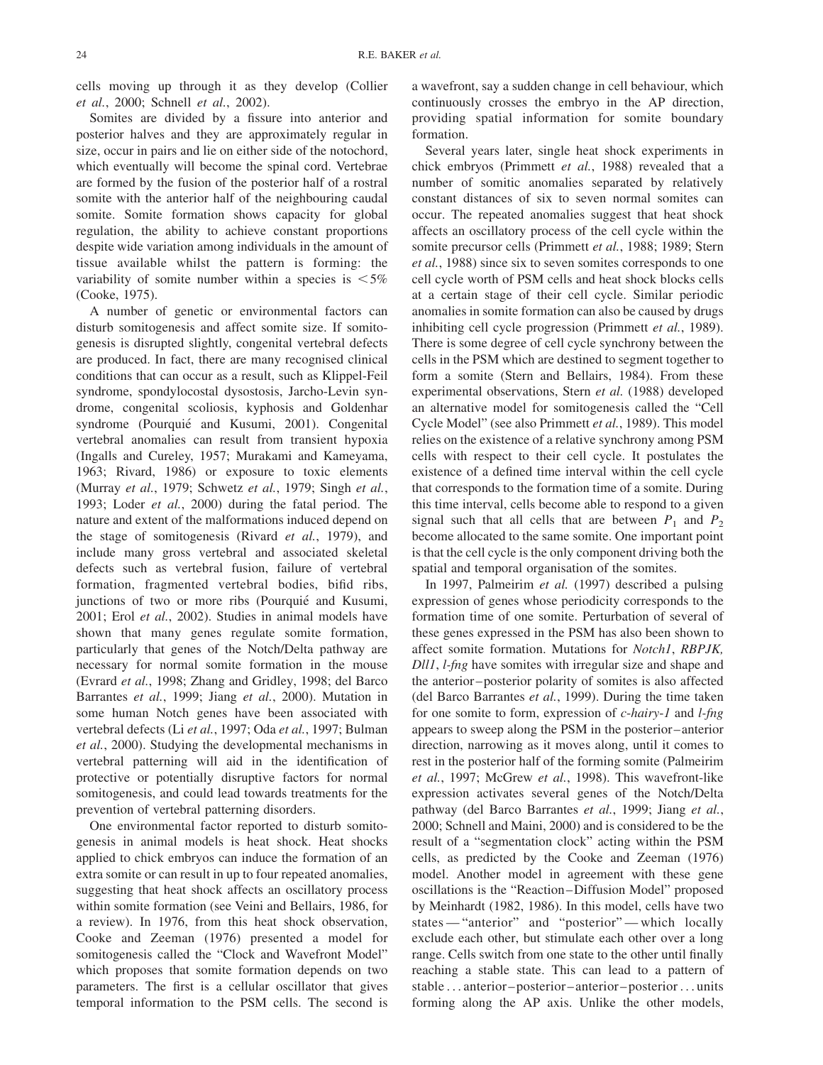cells moving up through it as they develop (Collier *et al.*, 2000; Schnell *et al.*, 2002).

Somites are divided by a fissure into anterior and posterior halves and they are approximately regular in size, occur in pairs and lie on either side of the notochord, which eventually will become the spinal cord. Vertebrae are formed by the fusion of the posterior half of a rostral somite with the anterior half of the neighbouring caudal somite. Somite formation shows capacity for global regulation, the ability to achieve constant proportions despite wide variation among individuals in the amount of tissue available whilst the pattern is forming: the variability of somite number within a species is $<5\%$ (Cooke, 1975).

A number of genetic or environmental factors can disturb somitogenesis and affect somite size. If somitogenesis is disrupted slightly, congenital vertebral defects are produced. In fact, there are many recognised clinical conditions that can occur as a result, such as Klippel-Feil syndrome, spondylocostal dysostosis, Jarcho-Levin syndrome, congenital scoliosis, kyphosis and Goldenhar syndrome (Pourquié and Kusumi, 2001). Congenital vertebral anomalies can result from transient hypoxia (Ingalls and Cureley, 1957; Murakami and Kameyama, 1963; Rivard, 1986) or exposure to toxic elements (Murray *et al.*, 1979; Schwetz *et al.*, 1979; Singh *et al.*, 1993; Loder *et al.*, 2000) during the fatal period. The nature and extent of the malformations induced depend on the stage of somitogenesis (Rivard *et al.*, 1979), and include many gross vertebral and associated skeletal defects such as vertebral fusion, failure of vertebral formation, fragmented vertebral bodies, bifid ribs, junctions of two or more ribs (Pourquié and Kusumi, 2001; Erol *et al.*, 2002). Studies in animal models have shown that many genes regulate somite formation, particularly that genes of the Notch/Delta pathway are necessary for normal somite formation in the mouse (Evrard *et al.*, 1998; Zhang and Gridley, 1998; del Barco Barrantes *et al.*, 1999; Jiang *et al.*, 2000). Mutation in some human Notch genes have been associated with vertebral defects (Li *et al.*, 1997; Oda *et al.*, 1997; Bulman *et al.*, 2000). Studying the developmental mechanisms in vertebral patterning will aid in the identification of protective or potentially disruptive factors for normal somitogenesis, and could lead towards treatments for the prevention of vertebral patterning disorders.

One environmental factor reported to disturb somitogenesis in animal models is heat shock. Heat shocks applied to chick embryos can induce the formation of an extra somite or can result in up to four repeated anomalies, suggesting that heat shock affects an oscillatory process within somite formation (see Veini and Bellairs, 1986, for a review). In 1976, from this heat shock observation, Cooke and Zeeman (1976) presented a model for somitogenesis called the "Clock and Wavefront Model" which proposes that somite formation depends on two parameters. The first is a cellular oscillator that gives temporal information to the PSM cells. The second is a wavefront, say a sudden change in cell behaviour, which continuously crosses the embryo in the AP direction, providing spatial information for somite boundary formation.

Several years later, single heat shock experiments in chick embryos (Primmett *et al.*, 1988) revealed that a number of somitic anomalies separated by relatively constant distances of six to seven normal somites can occur. The repeated anomalies suggest that heat shock affects an oscillatory process of the cell cycle within the somite precursor cells (Primmett *et al.*, 1988; 1989; Stern *et al.*, 1988) since six to seven somites corresponds to one cell cycle worth of PSM cells and heat shock blocks cells at a certain stage of their cell cycle. Similar periodic anomalies in somite formation can also be caused by drugs inhibiting cell cycle progression (Primmett *et al.*, 1989). There is some degree of cell cycle synchrony between the cells in the PSM which are destined to segment together to form a somite (Stern and Bellairs, 1984). From these experimental observations, Stern *et al.* (1988) developed an alternative model for somitogenesis called the "Cell Cycle Model" (see also Primmett *et al.*, 1989). This model relies on the existence of a relative synchrony among PSM cells with respect to their cell cycle. It postulates the existence of a defined time interval within the cell cycle that corresponds to the formation time of a somite. During this time interval, cells become able to respond to a given signal such that all cells that are between $P_1$ and $P_2$ become allocated to the same somite. One important point is that the cell cycle is the only component driving both the spatial and temporal organisation of the somites.

In 1997, Palmeirim *et al.* (1997) described a pulsing expression of genes whose periodicity corresponds to the formation time of one somite. Perturbation of several of these genes expressed in the PSM has also been shown to affect somite formation. Mutations for *Notch1*, *RBPJK, Dll1*, *l-fng* have somites with irregular size and shape and the anterior–posterior polarity of somites is also affected (del Barco Barrantes *et al.*, 1999). During the time taken for one somite to form, expression of *c-hairy-1* and *l-fng* appears to sweep along the PSM in the posterior–anterior direction, narrowing as it moves along, until it comes to rest in the posterior half of the forming somite (Palmeirim *et al.*, 1997; McGrew *et al.*, 1998). This wavefront-like expression activates several genes of the Notch/Delta pathway (del Barco Barrantes *et al.*, 1999; Jiang *et al.*, 2000; Schnell and Maini, 2000) and is considered to be the result of a "segmentation clock" acting within the PSM cells, as predicted by the Cooke and Zeeman (1976) model. Another model in agreement with these gene oscillations is the "Reaction–Diffusion Model" proposed by Meinhardt (1982, 1986). In this model, cells have two states — "anterior" and "posterior" — which locally exclude each other, but stimulate each other over a long range. Cells switch from one state to the other until finally reaching a stable state. This can lead to a pattern of stable . . . anterior–posterior–anterior–posterior . . . units forming along the AP axis. Unlike the other models,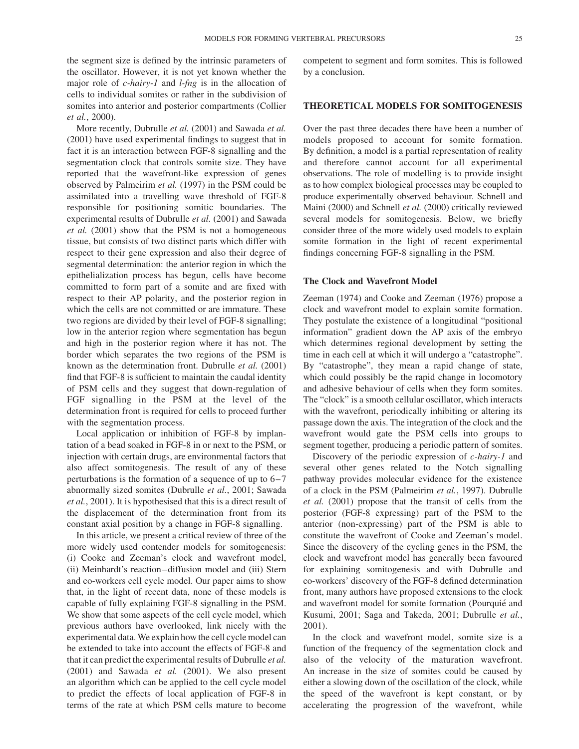the segment size is defined by the intrinsic parameters of the oscillator. However, it is not yet known whether the major role of *c-hairy-1* and *l-fng* is in the allocation of cells to individual somites or rather in the subdivision of somites into anterior and posterior compartments (Collier *et al.*, 2000).

More recently, Dubrulle *et al.* (2001) and Sawada *et al.* (2001) have used experimental findings to suggest that in fact it is an interaction between FGF-8 signalling and the segmentation clock that controls somite size. They have reported that the wavefront-like expression of genes observed by Palmeirim *et al.* (1997) in the PSM could be assimilated into a travelling wave threshold of FGF-8 responsible for positioning somitic boundaries. The experimental results of Dubrulle *et al.* (2001) and Sawada *et al.* (2001) show that the PSM is not a homogeneous tissue, but consists of two distinct parts which differ with respect to their gene expression and also their degree of segmental determination: the anterior region in which the epithelialization process has begun, cells have become committed to form part of a somite and are fixed with respect to their AP polarity, and the posterior region in which the cells are not committed or are immature. These two regions are divided by their level of FGF-8 signalling; low in the anterior region where segmentation has begun and high in the posterior region where it has not. The border which separates the two regions of the PSM is known as the determination front. Dubrulle *et al.* (2001) find that FGF-8 is sufficient to maintain the caudal identity of PSM cells and they suggest that down-regulation of FGF signalling in the PSM at the level of the determination front is required for cells to proceed further with the segmentation process.

Local application or inhibition of FGF-8 by implantation of a bead soaked in FGF-8 in or next to the PSM, or injection with certain drugs, are environmental factors that also affect somitogenesis. The result of any of these perturbations is the formation of a sequence of up to 6–7 abnormally sized somites (Dubrulle *et al.*, 2001; Sawada *et al.*, 2001). It is hypothesised that this is a direct result of the displacement of the determination front from its constant axial position by a change in FGF-8 signalling.

In this article, we present a critical review of three of the more widely used contender models for somitogenesis: (i) Cooke and Zeeman's clock and wavefront model, (ii) Meinhardt's reaction–diffusion model and (iii) Stern and co-workers cell cycle model. Our paper aims to show that, in the light of recent data, none of these models is capable of fully explaining FGF-8 signalling in the PSM. We show that some aspects of the cell cycle model, which previous authors have overlooked, link nicely with the experimental data. We explain how the cell cycle model can be extended to take into account the effects of FGF-8 and that it can predict the experimental results of Dubrulle *et al.* (2001) and Sawada *et al.* (2001). We also present an algorithm which can be applied to the cell cycle model to predict the effects of local application of FGF-8 in terms of the rate at which PSM cells mature to become competent to segment and form somites. This is followed by a conclusion.

## THEORETICAL MODELS FOR SOMITOGENESIS

Over the past three decades there have been a number of models proposed to account for somite formation. By definition, a model is a partial representation of reality and therefore cannot account for all experimental observations. The role of modelling is to provide insight as to how complex biological processes may be coupled to produce experimentally observed behaviour. Schnell and Maini (2000) and Schnell *et al.* (2000) critically reviewed several models for somitogenesis. Below, we briefly consider three of the more widely used models to explain somite formation in the light of recent experimental findings concerning FGF-8 signalling in the PSM.

### The Clock and Wavefront Model

Zeeman (1974) and Cooke and Zeeman (1976) propose a clock and wavefront model to explain somite formation. They postulate the existence of a longitudinal "positional information" gradient down the AP axis of the embryo which determines regional development by setting the time in each cell at which it will undergo a "catastrophe". By "catastrophe", they mean a rapid change of state, which could possibly be the rapid change in locomotory and adhesive behaviour of cells when they form somites. The "clock" is a smooth cellular oscillator, which interacts with the wavefront, periodically inhibiting or altering its passage down the axis. The integration of the clock and the wavefront would gate the PSM cells into groups to segment together, producing a periodic pattern of somites.

Discovery of the periodic expression of *c-hairy-1* and several other genes related to the Notch signalling pathway provides molecular evidence for the existence of a clock in the PSM (Palmeirim *et al.*, 1997). Dubrulle *et al.* (2001) propose that the transit of cells from the posterior (FGF-8 expressing) part of the PSM to the anterior (non-expressing) part of the PSM is able to constitute the wavefront of Cooke and Zeeman's model. Since the discovery of the cycling genes in the PSM, the clock and wavefront model has generally been favoured for explaining somitogenesis and with Dubrulle and co-workers' discovery of the FGF-8 defined determination front, many authors have proposed extensions to the clock and wavefront model for somite formation (Pourquié and Kusumi, 2001; Saga and Takeda, 2001; Dubrulle *et al.*, 2001).

In the clock and wavefront model, somite size is a function of the frequency of the segmentation clock and also of the velocity of the maturation wavefront. An increase in the size of somites could be caused by either a slowing down of the oscillation of the clock, while the speed of the wavefront is kept constant, or by accelerating the progression of the wavefront, while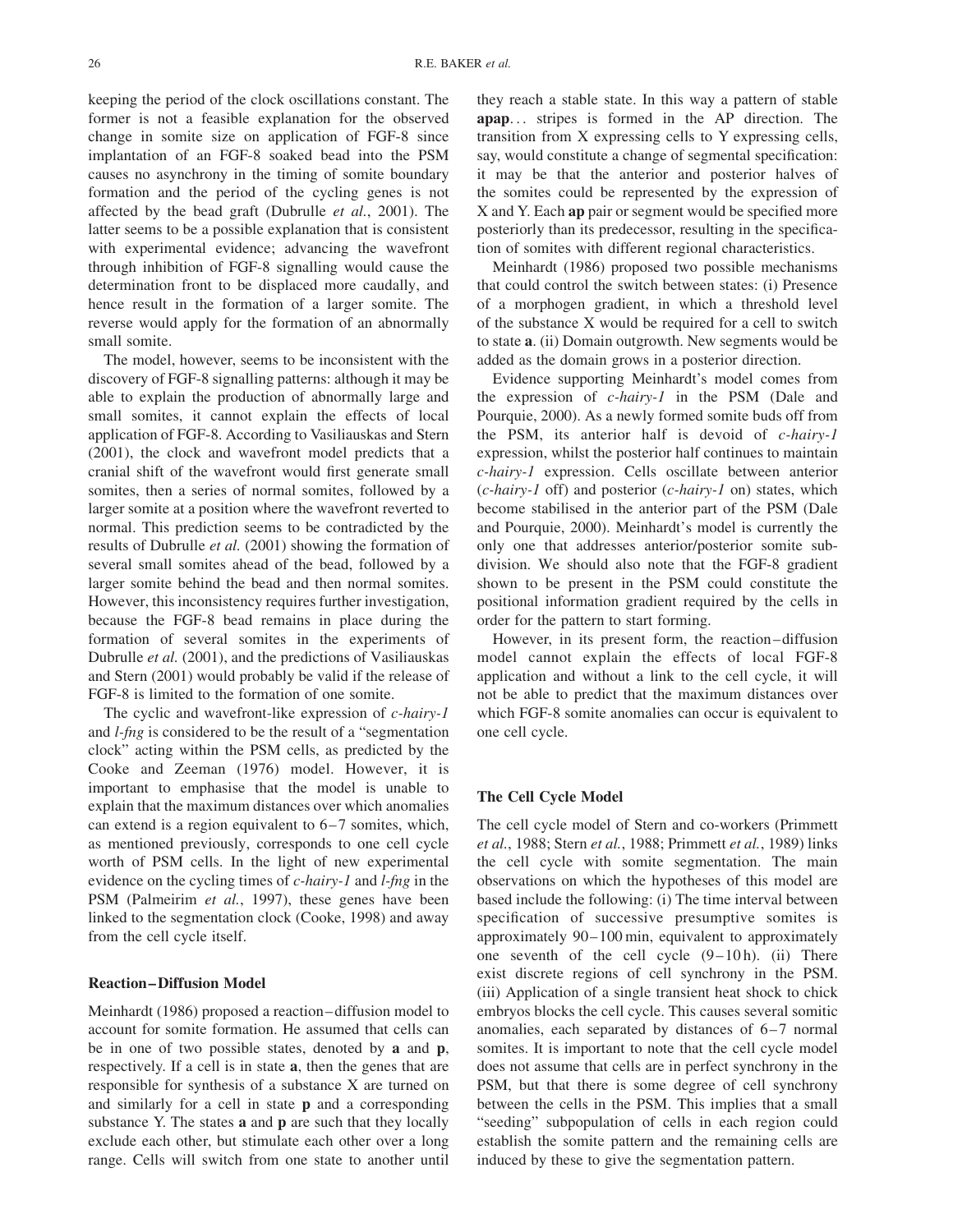keeping the period of the clock oscillations constant. The former is not a feasible explanation for the observed change in somite size on application of FGF-8 since implantation of an FGF-8 soaked bead into the PSM causes no asynchrony in the timing of somite boundary formation and the period of the cycling genes is not affected by the bead graft (Dubrulle *et al.*, 2001). The latter seems to be a possible explanation that is consistent with experimental evidence; advancing the wavefront through inhibition of FGF-8 signalling would cause the determination front to be displaced more caudally, and hence result in the formation of a larger somite. The reverse would apply for the formation of an abnormally small somite.

The model, however, seems to be inconsistent with the discovery of FGF-8 signalling patterns: although it may be able to explain the production of abnormally large and small somites, it cannot explain the effects of local application of FGF-8. According to Vasiliauskas and Stern (2001), the clock and wavefront model predicts that a cranial shift of the wavefront would first generate small somites, then a series of normal somites, followed by a larger somite at a position where the wavefront reverted to normal. This prediction seems to be contradicted by the results of Dubrulle *et al.* (2001) showing the formation of several small somites ahead of the bead, followed by a larger somite behind the bead and then normal somites. However, this inconsistency requires further investigation, because the FGF-8 bead remains in place during the formation of several somites in the experiments of Dubrulle *et al.* (2001), and the predictions of Vasiliauskas and Stern (2001) would probably be valid if the release of FGF-8 is limited to the formation of one somite.

The cyclic and wavefront-like expression of *c-hairy-1* and *l-fng* is considered to be the result of a "segmentation clock" acting within the PSM cells, as predicted by the Cooke and Zeeman (1976) model. However, it is important to emphasise that the model is unable to explain that the maximum distances over which anomalies can extend is a region equivalent to 6–7 somites, which, as mentioned previously, corresponds to one cell cycle worth of PSM cells. In the light of new experimental evidence on the cycling times of *c-hairy-1* and *l-fng* in the PSM (Palmeirim *et al.*, 1997), these genes have been linked to the segmentation clock (Cooke, 1998) and away from the cell cycle itself.

### Reaction–Diffusion Model

Meinhardt (1986) proposed a reaction–diffusion model to account for somite formation. He assumed that cells can be in one of two possible states, denoted by **a** and **p**, respectively. If a cell is in state **a**, then the genes that are responsible for synthesis of a substance X are turned on and similarly for a cell in state **p** and a corresponding substance Y. The states **a** and **p** are such that they locally exclude each other, but stimulate each other over a long range. Cells will switch from one state to another until they reach a stable state. In this way a pattern of stable **apap**... stripes is formed in the AP direction. The transition from X expressing cells to Y expressing cells, say, would constitute a change of segmental specification: it may be that the anterior and posterior halves of the somites could be represented by the expression of X and Y. Each **ap** pair or segment would be specified more posteriorly than its predecessor, resulting in the specification of somites with different regional characteristics.

Meinhardt (1986) proposed two possible mechanisms that could control the switch between states: (i) Presence of a morphogen gradient, in which a threshold level of the substance X would be required for a cell to switch to state **a**. (ii) Domain outgrowth. New segments would be added as the domain grows in a posterior direction.

Evidence supporting Meinhardt's model comes from the expression of *c-hairy-1* in the PSM (Dale and Pourquie, 2000). As a newly formed somite buds off from the PSM, its anterior half is devoid of *c-hairy-1* expression, whilst the posterior half continues to maintain *c-hairy-1* expression. Cells oscillate between anterior (*c-hairy-1* off) and posterior (*c-hairy-1* on) states, which become stabilised in the anterior part of the PSM (Dale and Pourquie, 2000). Meinhardt's model is currently the only one that addresses anterior/posterior somite subdivision. We should also note that the FGF-8 gradient shown to be present in the PSM could constitute the positional information gradient required by the cells in order for the pattern to start forming.

However, in its present form, the reaction–diffusion model cannot explain the effects of local FGF-8 application and without a link to the cell cycle, it will not be able to predict that the maximum distances over which FGF-8 somite anomalies can occur is equivalent to one cell cycle.

### The Cell Cycle Model

The cell cycle model of Stern and co-workers (Primmett *et al.*, 1988; Stern *et al.*, 1988; Primmett *et al.*, 1989) links the cell cycle with somite segmentation. The main observations on which the hypotheses of this model are based include the following: (i) The time interval between specification of successive presumptive somites is approximately 90–100 min, equivalent to approximately one seventh of the cell cycle (9–10 h). (ii) There exist discrete regions of cell synchrony in the PSM. (iii) Application of a single transient heat shock to chick embryos blocks the cell cycle. This causes several somitic anomalies, each separated by distances of 6–7 normal somites. It is important to note that the cell cycle model does not assume that cells are in perfect synchrony in the PSM, but that there is some degree of cell synchrony between the cells in the PSM. This implies that a small "seeding" subpopulation of cells in each region could establish the somite pattern and the remaining cells are induced by these to give the segmentation pattern.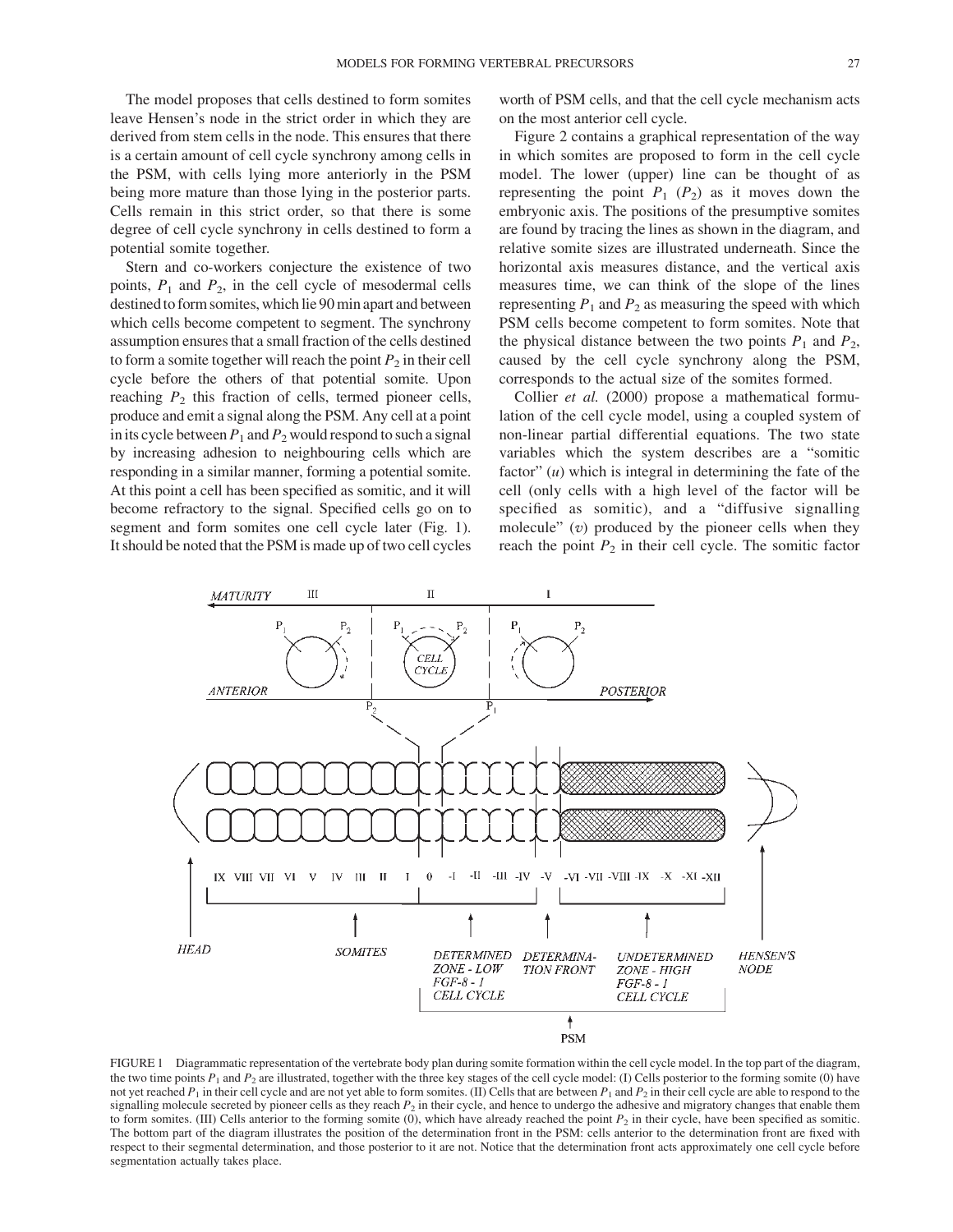The model proposes that cells destined to form somites leave Hensen's node in the strict order in which they are derived from stem cells in the node. This ensures that there is a certain amount of cell cycle synchrony among cells in the PSM, with cells lying more anteriorly in the PSM being more mature than those lying in the posterior parts. Cells remain in this strict order, so that there is some degree of cell cycle synchrony in cells destined to form a potential somite together.

Stern and co-workers conjecture the existence of two points, $P_1$ and $P_2$, in the cell cycle of mesodermal cells destined to form somites, which lie 90 min apart and between which cells become competent to segment. The synchrony assumption ensures that a small fraction of the cells destined to form a somite together will reach the point $P_2$ in their cell cycle before the others of that potential somite. Upon reaching $P_2$ this fraction of cells, termed pioneer cells, produce and emit a signal along the PSM. Any cell at a point in its cycle between $P_1$ and $P_2$ would respond to such a signal by increasing adhesion to neighbouring cells which are responding in a similar manner, forming a potential somite. At this point a cell has been specified as somitic, and it will become refractory to the signal. Specified cells go on to segment and form somites one cell cycle later (Fig. 1). It should be noted that the PSM is made up of two cell cycles worth of PSM cells, and that the cell cycle mechanism acts on the most anterior cell cycle.

Figure 2 contains a graphical representation of the way in which somites are proposed to form in the cell cycle model. The lower (upper) line can be thought of as representing the point $P_1$ ($P_2$) as it moves down the embryonic axis. The positions of the presumptive somites are found by tracing the lines as shown in the diagram, and relative somite sizes are illustrated underneath. Since the horizontal axis measures distance, and the vertical axis measures time, we can think of the slope of the lines representing $P_1$ and $P_2$ as measuring the speed with which PSM cells become competent to form somites. Note that the physical distance between the two points $P_1$ and $P_2$, caused by the cell cycle synchrony along the PSM, corresponds to the actual size of the somites formed.

Collier *et al.* (2000) propose a mathematical formulation of the cell cycle model, using a coupled system of non-linear partial differential equations. The two state variables which the system describes are a "somitic factor" ($u$) which is integral in determining the fate of the cell (only cells with a high level of the factor will be specified as somitic), and a "diffusive signalling molecule" ($v$) produced by the pioneer cells when they reach the point $P_2$ in their cell cycle. The somitic factor

FIGURE 1 Diagrammatic representation of the vertebrate body plan during somite formation within the cell cycle model. In the top part of the diagram, the two time points $P_1$ and $P_2$ are illustrated, together with the three key stages of the cell cycle model: (I) Cells posterior to the forming somite (0) have not yet reached $P_1$ in their cell cycle and are not yet able to form somites. (II) Cells that are between $P_1$ and $P_2$ in their cell cycle are able to respond to the signalling molecule secreted by pioneer cells as they reach $P_2$ in their cycle, and hence to undergo the adhesive and migratory changes that enable them to form somites. (III) Cells anterior to the forming somite (0), which have already reached the point $P_2$ in their cycle, have been specified as somitic. The bottom part of the diagram illustrates the position of the determination front in the PSM: cells anterior to the determination front are fixed with respect to their segmental determination, and those posterior to it are not. Notice that the determination front acts approximately one cell cycle before segmentation actually takes place.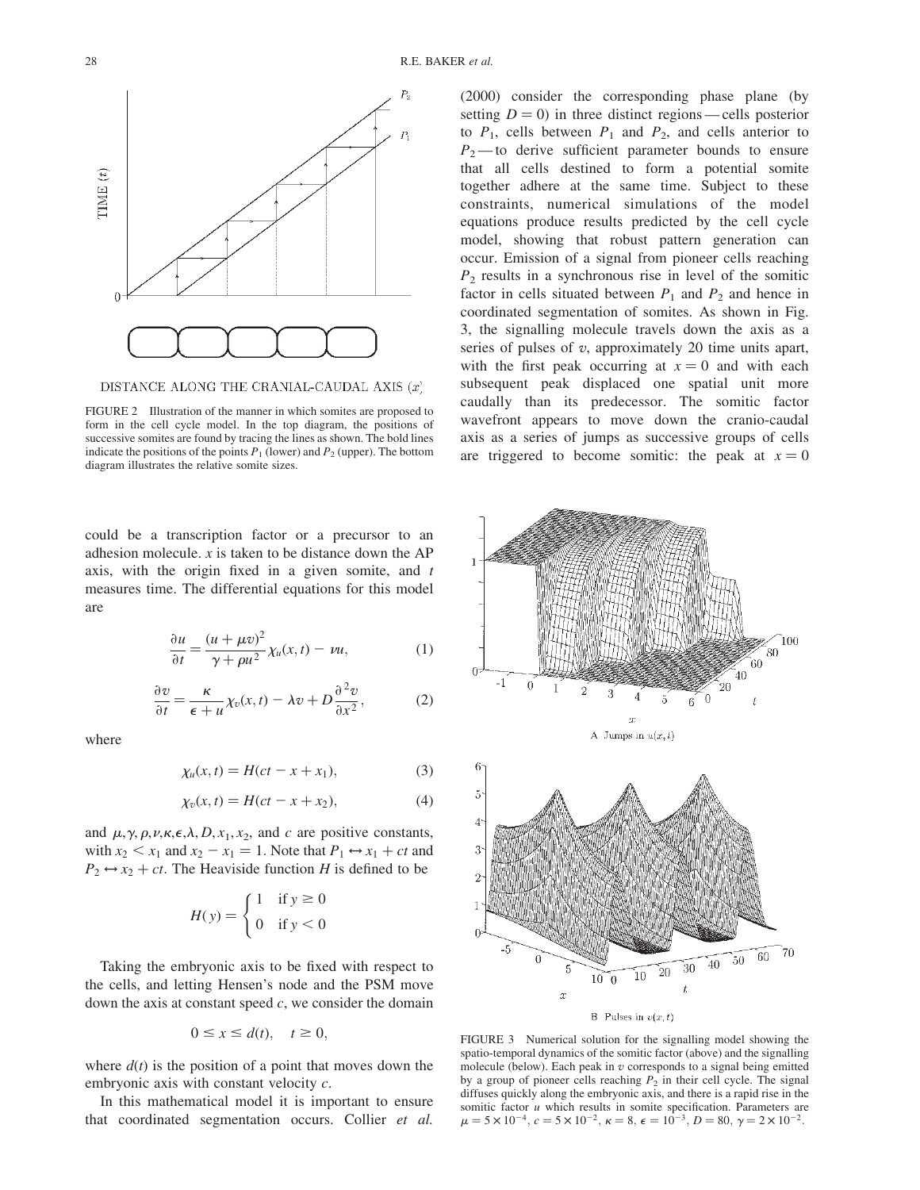FIGURE 2 Illustration of the manner in which somites are proposed to form in the cell cycle model. In the top diagram, the positions of successive somites are found by tracing the lines as shown. The bold lines indicate the positions of the points $P_1$ (lower) and $P_2$ (upper). The bottom diagram illustrates the relative somite sizes.

could be a transcription factor or a precursor to an adhesion molecule. $x$ is taken to be distance down the AP axis, with the origin fixed in a given somite, and $t$ measures time. The differential equations for this model are

$$\frac{\partial u}{\partial t} = \frac{(u + \mu v)^2}{\gamma + \rho u^2}\chi_u(x,t) - \nu u, \tag{1}$$

$$\frac{\partial v}{\partial t} = \frac{\kappa}{\epsilon + u}\chi_v(x,t) - \lambda v + D\frac{\partial^2 v}{\partial x^2}, \tag{2}$$

where

$$\chi_u(x,t) = H(ct - x + x_1), \tag{3}$$

$$\chi_v(x,t) = H(ct - x + x_2), \tag{4}$$

and $\mu, \gamma, \rho, \nu, \kappa, \epsilon, \lambda, D, x_1, x_2$, and $c$ are positive constants, with $x_2 < x_1$ and $x_2 - x_1 = 1$. Note that $P_1 \leftrightarrow x_1 + ct$ and $P_2 \leftrightarrow x_2 + ct$. The Heaviside function $H$ is defined to be

$$H(y) = \begin{cases} 1 & \text{if } y \geq 0 \\ 0 & \text{if } y < 0 \end{cases}$$

Taking the embryonic axis to be fixed with respect to the cells, and letting Hensen's node and the PSM move down the axis at constant speed $c$, we consider the domain

$$0 \leq x \leq d(t), \quad t \geq 0,$$

where $d(t)$ is the position of a point that moves down the embryonic axis with constant velocity $c$.

In this mathematical model it is important to ensure that coordinated segmentation occurs. Collier *et al.* (2000) consider the corresponding phase plane (by setting $D = 0$) in three distinct regions — cells posterior to $P_1$, cells between $P_1$ and $P_2$, and cells anterior to $P_2$ — to derive sufficient parameter bounds to ensure that all cells destined to form a potential somite together adhere at the same time. Subject to these constraints, numerical simulations of the model equations produce results predicted by the cell cycle model, showing that robust pattern generation can occur. Emission of a signal from pioneer cells reaching $P_2$ results in a synchronous rise in level of the somitic factor in cells situated between $P_1$ and $P_2$ and hence in coordinated segmentation of somites. As shown in Fig. 3, the signalling molecule travels down the axis as a series of pulses of $v$, approximately 20 time units apart, with the first peak occurring at $x = 0$ and with each subsequent peak displaced one spatial unit more caudally than its predecessor. The somitic factor wavefront appears to move down the cranio-caudal axis as a series of jumps as successive groups of cells are triggered to become somitic: the peak at $x = 0$

A Jumps in $u(x,t)$

B Pulses in $v(x,t)$

FIGURE 3 Numerical solution for the signalling model showing the spatio-temporal dynamics of the somitic factor (above) and the signalling molecule (below). Each peak in $v$ corresponds to a signal being emitted by a group of pioneer cells reaching $P_2$ in their cell cycle. The signal diffuses quickly along the embryonic axis, and there is a rapid rise in the somitic factor $u$ which results in somite specification. Parameters are $\mu = 5\times10^{-4}$, $c = 5\times10^{-2}$, $\kappa = 8$, $\epsilon = 10^{-3}$, $D = 80$, $\gamma = 2\times10^{-2}$.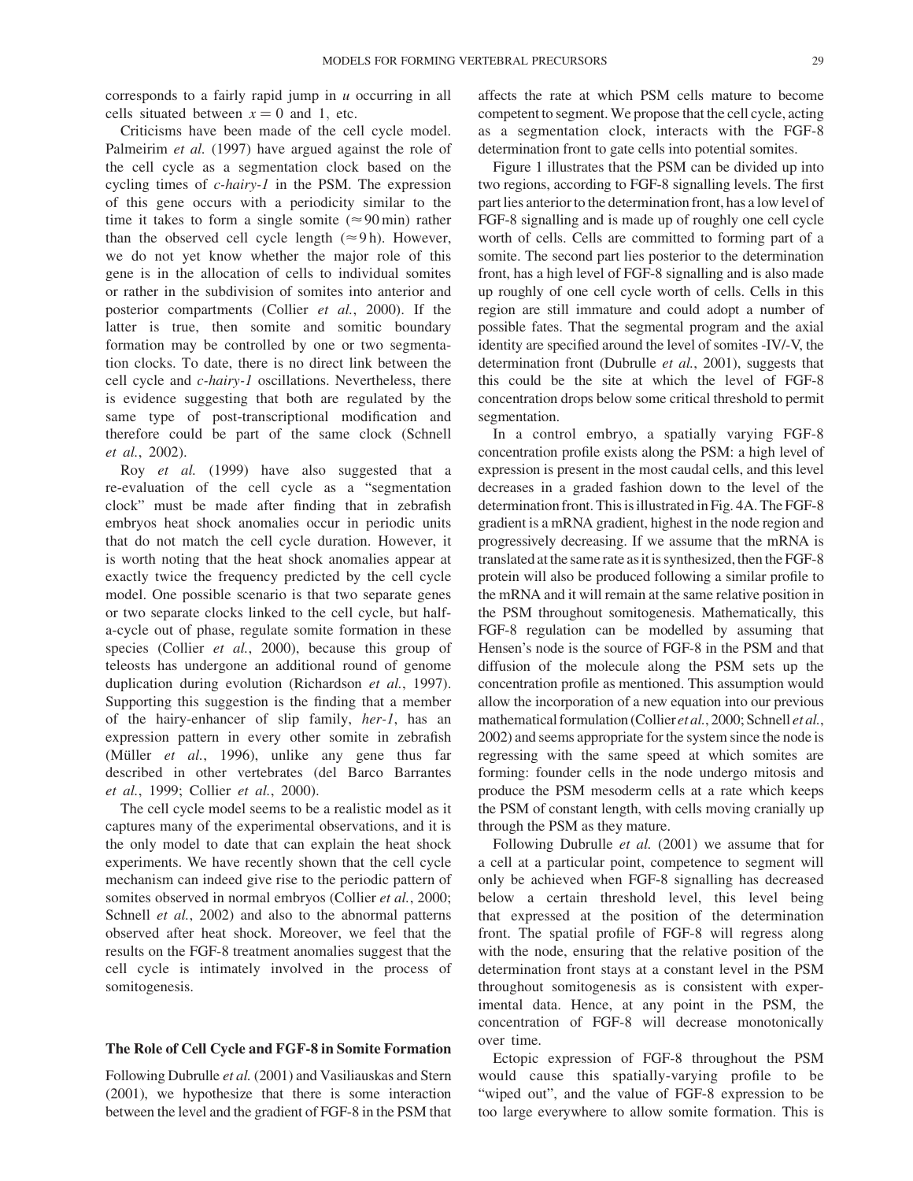corresponds to a fairly rapid jump in $u$ occurring in all cells situated between $x = 0$ and 1, etc.

Criticisms have been made of the cell cycle model. Palmeirim *et al.* (1997) have argued against the role of the cell cycle as a segmentation clock based on the cycling times of *c-hairy-1* in the PSM. The expression of this gene occurs with a periodicity similar to the time it takes to form a single somite ($\approx 90$ min) rather than the observed cell cycle length ($\approx 9$ h). However, we do not yet know whether the major role of this gene is in the allocation of cells to individual somites or rather in the subdivision of somites into anterior and posterior compartments (Collier *et al.*, 2000). If the latter is true, then somite and somitic boundary formation may be controlled by one or two segmentation clocks. To date, there is no direct link between the cell cycle and *c-hairy-1* oscillations. Nevertheless, there is evidence suggesting that both are regulated by the same type of post-transcriptional modification and therefore could be part of the same clock (Schnell *et al.*, 2002).

Roy *et al.* (1999) have also suggested that a re-evaluation of the cell cycle as a "segmentation clock" must be made after finding that in zebrafish embryos heat shock anomalies occur in periodic units that do not match the cell cycle duration. However, it is worth noting that the heat shock anomalies appear at exactly twice the frequency predicted by the cell cycle model. One possible scenario is that two separate genes or two separate clocks linked to the cell cycle, but half-a-cycle out of phase, regulate somite formation in these species (Collier *et al.*, 2000), because this group of teleosts has undergone an additional round of genome duplication during evolution (Richardson *et al.*, 1997). Supporting this suggestion is the finding that a member of the hairy-enhancer of slip family, *her-1*, has an expression pattern in every other somite in zebrafish (Müller *et al.*, 1996), unlike any gene thus far described in other vertebrates (del Barco Barrantes *et al.*, 1999; Collier *et al.*, 2000).

The cell cycle model seems to be a realistic model as it captures many of the experimental observations, and it is the only model to date that can explain the heat shock experiments. We have recently shown that the cell cycle mechanism can indeed give rise to the periodic pattern of somites observed in normal embryos (Collier *et al.*, 2000; Schnell *et al.*, 2002) and also to the abnormal patterns observed after heat shock. Moreover, we feel that the results on the FGF-8 treatment anomalies suggest that the cell cycle is intimately involved in the process of somitogenesis.

## The Role of Cell Cycle and FGF-8 in Somite Formation

Following Dubrulle *et al.* (2001) and Vasiliauskas and Stern (2001), we hypothesize that there is some interaction between the level and the gradient of FGF-8 in the PSM that affects the rate at which PSM cells mature to become competent to segment. We propose that the cell cycle, acting as a segmentation clock, interacts with the FGF-8 determination front to gate cells into potential somites.

Figure 1 illustrates that the PSM can be divided up into two regions, according to FGF-8 signalling levels. The first part lies anterior to the determination front, has a low level of FGF-8 signalling and is made up of roughly one cell cycle worth of cells. Cells are committed to forming part of a somite. The second part lies posterior to the determination front, has a high level of FGF-8 signalling and is also made up roughly of one cell cycle worth of cells. Cells in this region are still immature and could adopt a number of possible fates. That the segmental program and the axial identity are specified around the level of somites -IV/-V, the determination front (Dubrulle *et al.*, 2001), suggests that this could be the site at which the level of FGF-8 concentration drops below some critical threshold to permit segmentation.

In a control embryo, a spatially varying FGF-8 concentration profile exists along the PSM: a high level of expression is present in the most caudal cells, and this level decreases in a graded fashion down to the level of the determination front. This is illustrated in Fig. 4A. The FGF-8 gradient is a mRNA gradient, highest in the node region and progressively decreasing. If we assume that the mRNA is translated at the same rate as it is synthesized, then the FGF-8 protein will also be produced following a similar profile to the mRNA and it will remain at the same relative position in the PSM throughout somitogenesis. Mathematically, this FGF-8 regulation can be modelled by assuming that Hensen's node is the source of FGF-8 in the PSM and that diffusion of the molecule along the PSM sets up the concentration profile as mentioned. This assumption would allow the incorporation of a new equation into our previous mathematical formulation (Collier *et al.*, 2000; Schnell *et al.*, 2002) and seems appropriate for the system since the node is regressing with the same speed at which somites are forming: founder cells in the node undergo mitosis and produce the PSM mesoderm cells at a rate which keeps the PSM of constant length, with cells moving cranially up through the PSM as they mature.

Following Dubrulle *et al.* (2001) we assume that for a cell at a particular point, competence to segment will only be achieved when FGF-8 signalling has decreased below a certain threshold level, this level being that expressed at the position of the determination front. The spatial profile of FGF-8 will regress along with the node, ensuring that the relative position of the determination front stays at a constant level in the PSM throughout somitogenesis as is consistent with experimental data. Hence, at any point in the PSM, the concentration of FGF-8 will decrease monotonically over time.

Ectopic expression of FGF-8 throughout the PSM would cause this spatially-varying profile to be "wiped out", and the value of FGF-8 expression to be too large everywhere to allow somite formation. This is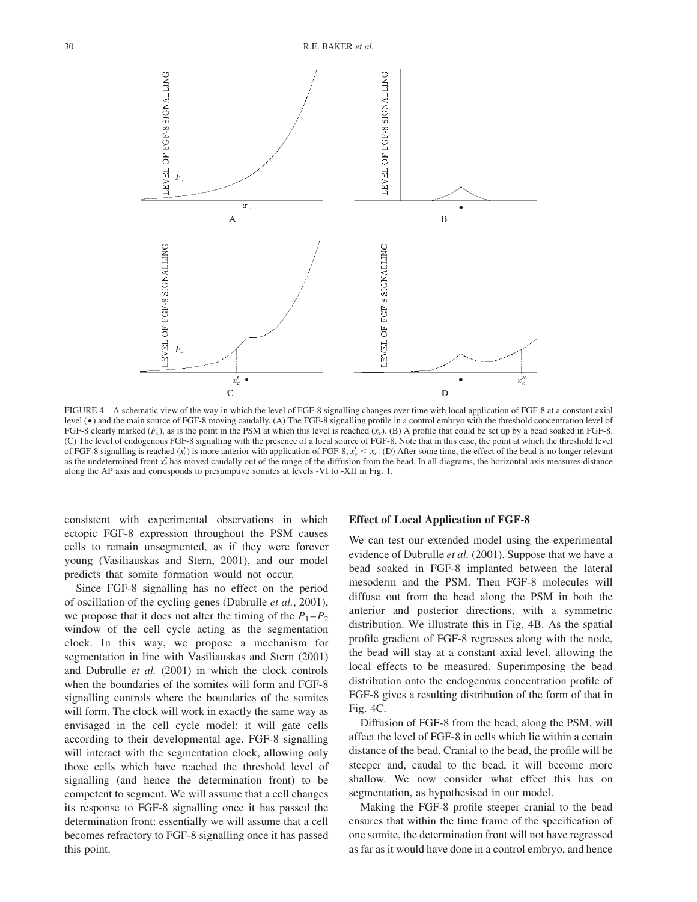FIGURE 4 A schematic view of the way in which the level of FGF-8 signalling changes over time with local application of FGF-8 at a constant axial level (•) and the main source of FGF-8 moving caudally. (A) The FGF-8 signalling profile in a control embryo with the threshold concentration level of FGF-8 clearly marked ($F_c$), as is the point in the PSM at which this level is reached ($x_c$). (B) A profile that could be set up by a bead soaked in FGF-8. (C) The level of endogenous FGF-8 signalling with the presence of a local source of FGF-8. Note that in this case, the point at which the threshold level of FGF-8 signalling is reached ($x_c'$) is more anterior with application of FGF-8, $x_c' < x_c$. (D) After some time, the effect of the bead is no longer relevant as the undetermined front $x_c''$ has moved caudally out of the range of the diffusion from the bead. In all diagrams, the horizontal axis measures distance along the AP axis and corresponds to presumptive somites at levels -VI to -XII in Fig. 1.

consistent with experimental observations in which ectopic FGF-8 expression throughout the PSM causes cells to remain unsegmented, as if they were forever young (Vasiliauskas and Stern, 2001), and our model predicts that somite formation would not occur.

Since FGF-8 signalling has no effect on the period of oscillation of the cycling genes (Dubrulle *et al.*, 2001), we propose that it does not alter the timing of the $P_1$–$P_2$ window of the cell cycle acting as the segmentation clock. In this way, we propose a mechanism for segmentation in line with Vasiliauskas and Stern (2001) and Dubrulle *et al.* (2001) in which the clock controls when the boundaries of the somites will form and FGF-8 signalling controls where the boundaries of the somites will form. The clock will work in exactly the same way as envisaged in the cell cycle model: it will gate cells according to their developmental age. FGF-8 signalling will interact with the segmentation clock, allowing only those cells which have reached the threshold level of signalling (and hence the determination front) to be competent to segment. We will assume that a cell changes its response to FGF-8 signalling once it has passed the determination front: essentially we will assume that a cell becomes refractory to FGF-8 signalling once it has passed this point.

### Effect of Local Application of FGF-8

We can test our extended model using the experimental evidence of Dubrulle *et al.* (2001). Suppose that we have a bead soaked in FGF-8 implanted between the lateral mesoderm and the PSM. Then FGF-8 molecules will diffuse out from the bead along the PSM in both the anterior and posterior directions, with a symmetric distribution. We illustrate this in Fig. 4B. As the spatial profile gradient of FGF-8 regresses along with the node, the bead will stay at a constant axial level, allowing the local effects to be measured. Superimposing the bead distribution onto the endogenous concentration profile of FGF-8 gives a resulting distribution of the form of that in Fig. 4C.

Diffusion of FGF-8 from the bead, along the PSM, will affect the level of FGF-8 in cells which lie within a certain distance of the bead. Cranial to the bead, the profile will be steeper and, caudal to the bead, it will become more shallow. We now consider what effect this has on segmentation, as hypothesised in our model.

Making the FGF-8 profile steeper cranial to the bead ensures that within the time frame of the specification of one somite, the determination front will not have regressed as far as it would have done in a control embryo, and hence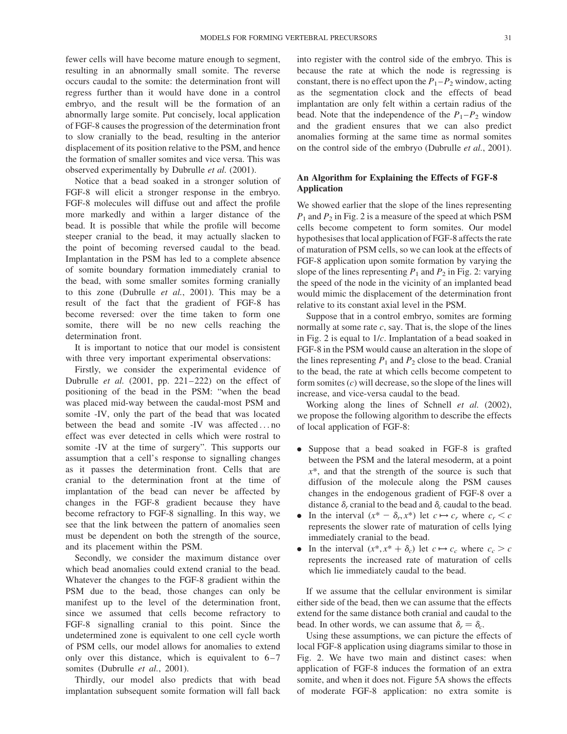fewer cells will have become mature enough to segment, resulting in an abnormally small somite. The reverse occurs caudal to the somite: the determination front will regress further than it would have done in a control embryo, and the result will be the formation of an abnormally large somite. Put concisely, local application of FGF-8 causes the progression of the determination front to slow cranially to the bead, resulting in the anterior displacement of its position relative to the PSM, and hence the formation of smaller somites and vice versa. This was observed experimentally by Dubrulle *et al.* (2001).

Notice that a bead soaked in a stronger solution of FGF-8 will elicit a stronger response in the embryo. FGF-8 molecules will diffuse out and affect the profile more markedly and within a larger distance of the bead. It is possible that while the profile will become steeper cranial to the bead, it may actually slacken to the point of becoming reversed caudal to the bead. Implantation in the PSM has led to a complete absence of somite boundary formation immediately cranial to the bead, with some smaller somites forming cranially to this zone (Dubrulle *et al.*, 2001). This may be a result of the fact that the gradient of FGF-8 has become reversed: over the time taken to form one somite, there will be no new cells reaching the determination front.

It is important to notice that our model is consistent with three very important experimental observations:

Firstly, we consider the experimental evidence of Dubrulle *et al.* (2001, pp. 221–222) on the effect of positioning of the bead in the PSM: "when the bead was placed mid-way between the caudal-most PSM and somite -IV, only the part of the bead that was located between the bead and somite -IV was affected ... no effect was ever detected in cells which were rostral to somite -IV at the time of surgery". This supports our assumption that a cell's response to signalling changes as it passes the determination front. Cells that are cranial to the determination front at the time of implantation of the bead can never be affected by changes in the FGF-8 gradient because they have become refractory to FGF-8 signalling. In this way, we see that the link between the pattern of anomalies seen must be dependent on both the strength of the source, and its placement within the PSM.

Secondly, we consider the maximum distance over which bead anomalies could extend cranial to the bead. Whatever the changes to the FGF-8 gradient within the PSM due to the bead, those changes can only be manifest up to the level of the determination front, since we assumed that cells become refractory to FGF-8 signalling cranial to this point. Since the undetermined zone is equivalent to one cell cycle worth of PSM cells, our model allows for anomalies to extend only over this distance, which is equivalent to 6–7 somites (Dubrulle *et al.*, 2001).

Thirdly, our model also predicts that with bead implantation subsequent somite formation will fall back into register with the control side of the embryo. This is because the rate at which the node is regressing is constant, there is no effect upon the $P_1$–$P_2$ window, acting as the segmentation clock and the effects of bead implantation are only felt within a certain radius of the bead. Note that the independence of the $P_1$–$P_2$ window and the gradient ensures that we can also predict anomalies forming at the same time as normal somites on the control side of the embryo (Dubrulle *et al.*, 2001).

## An Algorithm for Explaining the Effects of FGF-8 Application

We showed earlier that the slope of the lines representing $P_1$ and $P_2$ in Fig. 2 is a measure of the speed at which PSM cells become competent to form somites. Our model hypothesises that local application of FGF-8 affects the rate of maturation of PSM cells, so we can look at the effects of FGF-8 application upon somite formation by varying the slope of the lines representing $P_1$ and $P_2$ in Fig. 2: varying the speed of the node in the vicinity of an implanted bead would mimic the displacement of the determination front relative to its constant axial level in the PSM.

Suppose that in a control embryo, somites are forming normally at some rate $c$, say. That is, the slope of the lines in Fig. 2 is equal to $1/c$. Implantation of a bead soaked in FGF-8 in the PSM would cause an alteration in the slope of the lines representing $P_1$ and $P_2$ close to the bead. Cranial to the bead, the rate at which cells become competent to form somites ($c$) will decrease, so the slope of the lines will increase, and vice-versa caudal to the bead.

Working along the lines of Schnell *et al.* (2002), we propose the following algorithm to describe the effects of local application of FGF-8:

- Suppose that a bead soaked in FGF-8 is grafted between the PSM and the lateral mesoderm, at a point $x^*$, and that the strength of the source is such that diffusion of the molecule along the PSM causes changes in the endogenous gradient of FGF-8 over a distance $\delta_r$ cranial to the bead and $\delta_c$ caudal to the bead.
- In the interval $(x^* - \delta_r, x^*)$ let $c \mapsto c_r$ where $c_r < c$ represents the slower rate of maturation of cells lying immediately cranial to the bead.
- In the interval $(x^*, x^* + \delta_c)$ let $c \mapsto c_c$ where $c_c > c$ represents the increased rate of maturation of cells which lie immediately caudal to the bead.

If we assume that the cellular environment is similar either side of the bead, then we can assume that the effects extend for the same distance both cranial and caudal to the bead. In other words, we can assume that $\delta_r = \delta_c$.

Using these assumptions, we can picture the effects of local FGF-8 application using diagrams similar to those in Fig. 2. We have two main and distinct cases: when application of FGF-8 induces the formation of an extra somite, and when it does not. Figure 5A shows the effects of moderate FGF-8 application: no extra somite is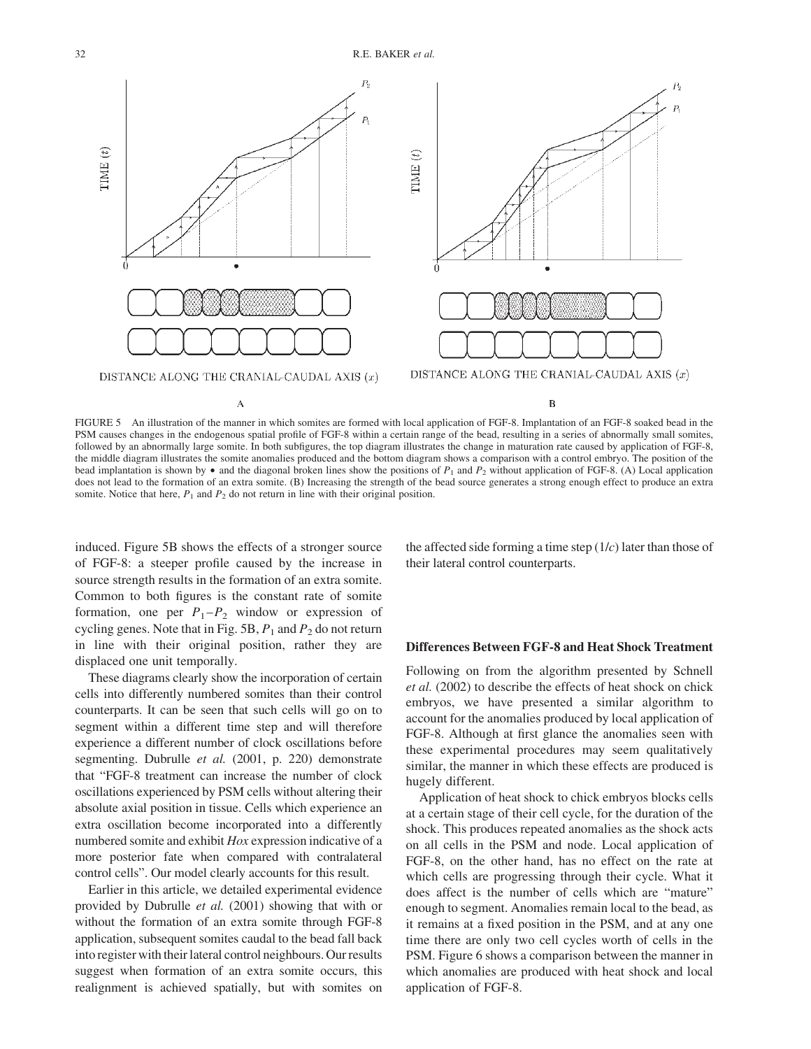FIGURE 5 An illustration of the manner in which somites are formed with local application of FGF-8. Implantation of an FGF-8 soaked bead in the PSM causes changes in the endogenous spatial profile of FGF-8 within a certain range of the bead, resulting in a series of abnormally small somites, followed by an abnormally large somite. In both subfigures, the top diagram illustrates the change in maturation rate caused by application of FGF-8, the middle diagram illustrates the somite anomalies produced and the bottom diagram shows a comparison with a control embryo. The position of the bead implantation is shown by • and the diagonal broken lines show the positions of $P_1$ and $P_2$ without application of FGF-8. (A) Local application does not lead to the formation of an extra somite. (B) Increasing the strength of the bead source generates a strong enough effect to produce an extra somite. Notice that here, $P_1$ and $P_2$ do not return in line with their original position.

induced. Figure 5B shows the effects of a stronger source of FGF-8: a steeper profile caused by the increase in source strength results in the formation of an extra somite. Common to both figures is the constant rate of somite formation, one per $P_1$–$P_2$ window or expression of cycling genes. Note that in Fig. 5B, $P_1$ and $P_2$ do not return in line with their original position, rather they are displaced one unit temporally.

These diagrams clearly show the incorporation of certain cells into differently numbered somites than their control counterparts. It can be seen that such cells will go on to segment within a different time step and will therefore experience a different number of clock oscillations before segmenting. Dubrulle *et al.* (2001, p. 220) demonstrate that "FGF-8 treatment can increase the number of clock oscillations experienced by PSM cells without altering their absolute axial position in tissue. Cells which experience an extra oscillation become incorporated into a differently numbered somite and exhibit *Hox* expression indicative of a more posterior fate when compared with contralateral control cells". Our model clearly accounts for this result.

Earlier in this article, we detailed experimental evidence provided by Dubrulle *et al.* (2001) showing that with or without the formation of an extra somite through FGF-8 application, subsequent somites caudal to the bead fall back into register with their lateral control neighbours. Our results suggest when formation of an extra somite occurs, this realignment is achieved spatially, but with somites on the affected side forming a time step ($1/c$) later than those of their lateral control counterparts.

### Differences Between FGF-8 and Heat Shock Treatment

Following on from the algorithm presented by Schnell *et al.* (2002) to describe the effects of heat shock on chick embryos, we have presented a similar algorithm to account for the anomalies produced by local application of FGF-8. Although at first glance the anomalies seen with these experimental procedures may seem qualitatively similar, the manner in which these effects are produced is hugely different.

Application of heat shock to chick embryos blocks cells at a certain stage of their cell cycle, for the duration of the shock. This produces repeated anomalies as the shock acts on all cells in the PSM and node. Local application of FGF-8, on the other hand, has no effect on the rate at which cells are progressing through their cycle. What it does affect is the number of cells which are "mature" enough to segment. Anomalies remain local to the bead, as it remains at a fixed position in the PSM, and at any one time there are only two cell cycles worth of cells in the PSM. Figure 6 shows a comparison between the manner in which anomalies are produced with heat shock and local application of FGF-8.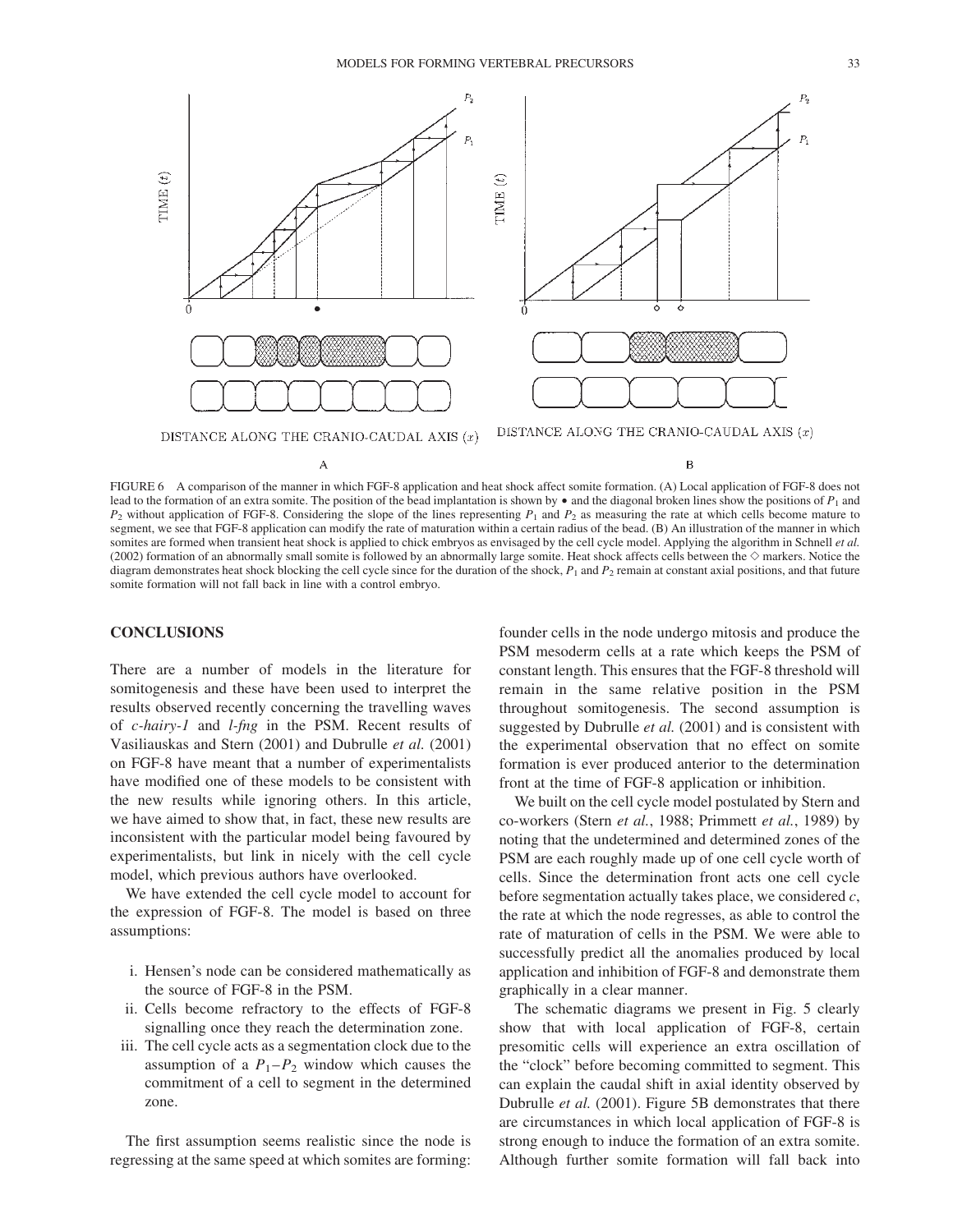FIGURE 6 A comparison of the manner in which FGF-8 application and heat shock affect somite formation. (A) Local application of FGF-8 does not lead to the formation of an extra somite. The position of the bead implantation is shown by • and the diagonal broken lines show the positions of $P_1$ and $P_2$ without application of FGF-8. Considering the slope of the lines representing $P_1$ and $P_2$ as measuring the rate at which cells become mature to segment, we see that FGF-8 application can modify the rate of maturation within a certain radius of the bead. (B) An illustration of the manner in which somites are formed when transient heat shock is applied to chick embryos as envisaged by the cell cycle model. Applying the algorithm in Schnell *et al.* (2002) formation of an abnormally small somite is followed by an abnormally large somite. Heat shock affects cells between the ◇ markers. Notice the diagram demonstrates heat shock blocking the cell cycle since for the duration of the shock, $P_1$ and $P_2$ remain at constant axial positions, and that future somite formation will not fall back in line with a control embryo.

## CONCLUSIONS

There are a number of models in the literature for somitogenesis and these have been used to interpret the results observed recently concerning the travelling waves of *c-hairy-1* and *l-fng* in the PSM. Recent results of Vasiliauskas and Stern (2001) and Dubrulle *et al.* (2001) on FGF-8 have meant that a number of experimentalists have modified one of these models to be consistent with the new results while ignoring others. In this article, we have aimed to show that, in fact, these new results are inconsistent with the particular model being favoured by experimentalists, but link in nicely with the cell cycle model, which previous authors have overlooked.

We have extended the cell cycle model to account for the expression of FGF-8. The model is based on three assumptions:

i. Hensen's node can be considered mathematically as the source of FGF-8 in the PSM.
ii. Cells become refractory to the effects of FGF-8 signalling once they reach the determination zone.
iii. The cell cycle acts as a segmentation clock due to the assumption of a $P_1$–$P_2$ window which causes the commitment of a cell to segment in the determined zone.

The first assumption seems realistic since the node is regressing at the same speed at which somites are forming: founder cells in the node undergo mitosis and produce the PSM mesoderm cells at a rate which keeps the PSM of constant length. This ensures that the FGF-8 threshold will remain in the same relative position in the PSM throughout somitogenesis. The second assumption is suggested by Dubrulle *et al.* (2001) and is consistent with the experimental observation that no effect on somite formation is ever produced anterior to the determination front at the time of FGF-8 application or inhibition.

We built on the cell cycle model postulated by Stern and co-workers (Stern *et al.*, 1988; Primmett *et al.*, 1989) by noting that the undetermined and determined zones of the PSM are each roughly made up of one cell cycle worth of cells. Since the determination front acts one cell cycle before segmentation actually takes place, we considered $c$, the rate at which the node regresses, as able to control the rate of maturation of cells in the PSM. We were able to successfully predict all the anomalies produced by local application and inhibition of FGF-8 and demonstrate them graphically in a clear manner.

The schematic diagrams we present in Fig. 5 clearly show that with local application of FGF-8, certain presomitic cells will experience an extra oscillation of the "clock" before becoming committed to segment. This can explain the caudal shift in axial identity observed by Dubrulle *et al.* (2001). Figure 5B demonstrates that there are circumstances in which local application of FGF-8 is strong enough to induce the formation of an extra somite. Although further somite formation will fall back into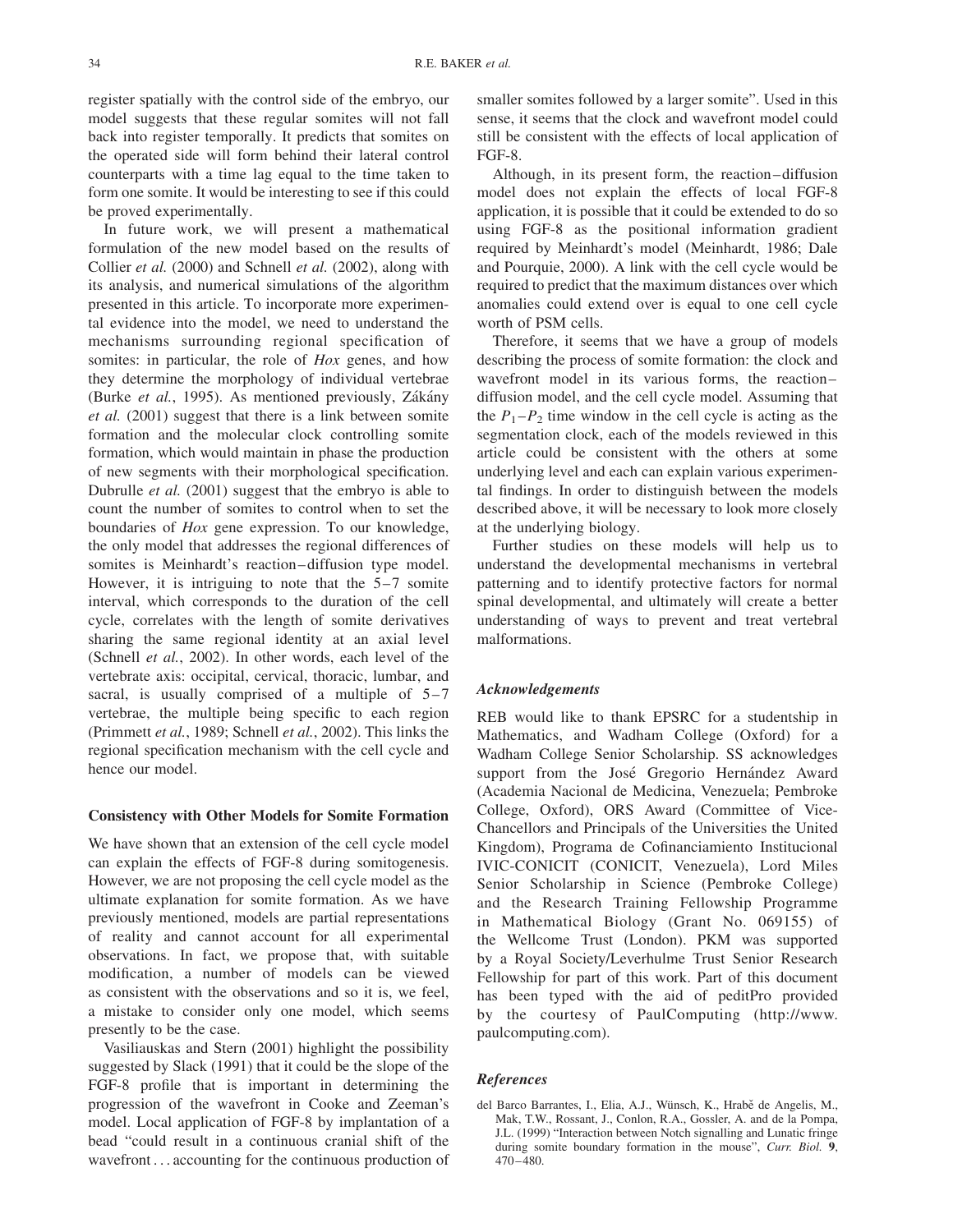register spatially with the control side of the embryo, our model suggests that these regular somites will not fall back into register temporally. It predicts that somites on the operated side will form behind their lateral control counterparts with a time lag equal to the time taken to form one somite. It would be interesting to see if this could be proved experimentally.

In future work, we will present a mathematical formulation of the new model based on the results of Collier *et al.* (2000) and Schnell *et al.* (2002), along with its analysis, and numerical simulations of the algorithm presented in this article. To incorporate more experimental evidence into the model, we need to understand the mechanisms surrounding regional specification of somites: in particular, the role of *Hox* genes, and how they determine the morphology of individual vertebrae (Burke *et al.*, 1995). As mentioned previously, Zákány *et al.* (2001) suggest that there is a link between somite formation and the molecular clock controlling somite formation, which would maintain in phase the production of new segments with their morphological specification. Dubrulle *et al.* (2001) suggest that the embryo is able to count the number of somites to control when to set the boundaries of *Hox* gene expression. To our knowledge, the only model that addresses the regional differences of somites is Meinhardt's reaction–diffusion type model. However, it is intriguing to note that the 5–7 somite interval, which corresponds to the duration of the cell cycle, correlates with the length of somite derivatives sharing the same regional identity at an axial level (Schnell *et al.*, 2002). In other words, each level of the vertebrate axis: occipital, cervical, thoracic, lumbar, and sacral, is usually comprised of a multiple of 5–7 vertebrae, the multiple being specific to each region (Primmett *et al.*, 1989; Schnell *et al.*, 2002). This links the regional specification mechanism with the cell cycle and hence our model.

## Consistency with Other Models for Somite Formation

We have shown that an extension of the cell cycle model can explain the effects of FGF-8 during somitogenesis. However, we are not proposing the cell cycle model as the ultimate explanation for somite formation. As we have previously mentioned, models are partial representations of reality and cannot account for all experimental observations. In fact, we propose that, with suitable modification, a number of models can be viewed as consistent with the observations and so it is, we feel, a mistake to consider only one model, which seems presently to be the case.

Vasiliauskas and Stern (2001) highlight the possibility suggested by Slack (1991) that it could be the slope of the FGF-8 profile that is important in determining the progression of the wavefront in Cooke and Zeeman's model. Local application of FGF-8 by implantation of a bead "could result in a continuous cranial shift of the wavefront ... accounting for the continuous production of smaller somites followed by a larger somite". Used in this sense, it seems that the clock and wavefront model could still be consistent with the effects of local application of FGF-8.

Although, in its present form, the reaction–diffusion model does not explain the effects of local FGF-8 application, it is possible that it could be extended to do so using FGF-8 as the positional information gradient required by Meinhardt's model (Meinhardt, 1986; Dale and Pourquie, 2000). A link with the cell cycle would be required to predict that the maximum distances over which anomalies could extend over is equal to one cell cycle worth of PSM cells.

Therefore, it seems that we have a group of models describing the process of somite formation: the clock and wavefront model in its various forms, the reaction–diffusion model, and the cell cycle model. Assuming that the $P_1$–$P_2$ time window in the cell cycle is acting as the segmentation clock, each of the models reviewed in this article could be consistent with the others at some underlying level and each can explain various experimental findings. In order to distinguish between the models described above, it will be necessary to look more closely at the underlying biology.

Further studies on these models will help us to understand the developmental mechanisms in vertebral patterning and to identify protective factors for normal spinal developmental, and ultimately will create a better understanding of ways to prevent and treat vertebral malformations.

### *Acknowledgements*

REB would like to thank EPSRC for a studentship in Mathematics, and Wadham College (Oxford) for a Wadham College Senior Scholarship. SS acknowledges support from the José Gregorio Hernández Award (Academia Nacional de Medicina, Venezuela; Pembroke College, Oxford), ORS Award (Committee of Vice-Chancellors and Principals of the Universities the United Kingdom), Programa de Cofinanciamiento Institucional IVIC-CONICIT (CONICIT, Venezuela), Lord Miles Senior Scholarship in Science (Pembroke College) and the Research Training Fellowship Programme in Mathematical Biology (Grant No. 069155) of the Wellcome Trust (London). PKM was supported by a Royal Society/Leverhulme Trust Senior Research Fellowship for part of this work. Part of this document has been typed with the aid of peditPro provided by the courtesy of PaulComputing (http://www.paulcomputing.com).

### *References*

del Barco Barrantes, I., Elia, A.J., Wünsch, K., Hrabě de Angelis, M., Mak, T.W., Rossant, J., Conlon, R.A., Gossler, A. and de la Pompa, J.L. (1999) "Interaction between Notch signalling and Lunatic fringe during somite boundary formation in the mouse", *Curr. Biol.* **9**, 470–480.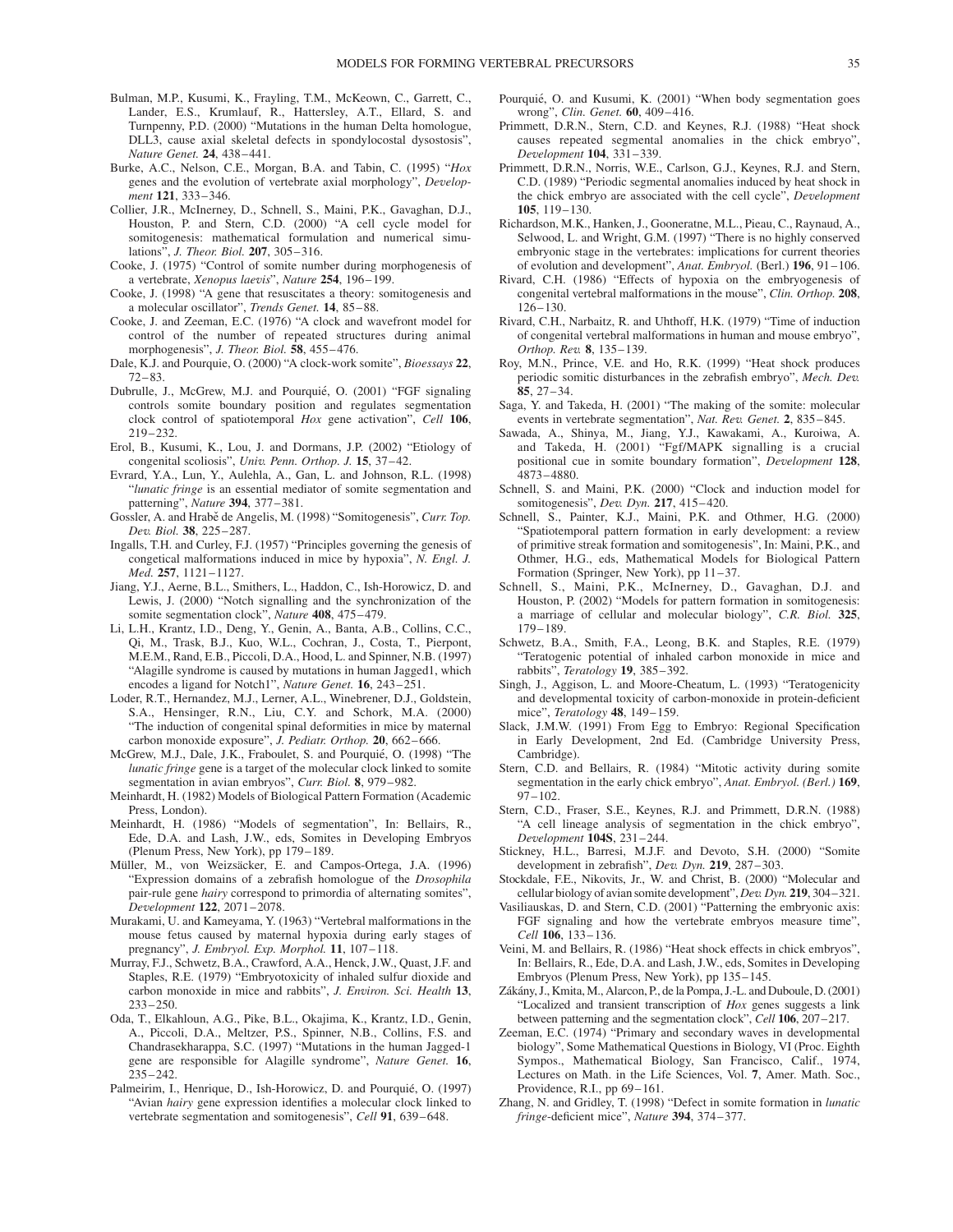Bulman, M.P., Kusumi, K., Frayling, T.M., McKeown, C., Garrett, C., Lander, E.S., Krumlauf, R., Hattersley, A.T., Ellard, S. and Turnpenny, P.D. (2000) "Mutations in the human Delta homologue, DLL3, cause axial skeletal defects in spondylocostal dysostosis", *Nature Genet.* **24**, 438–441.

Burke, A.C., Nelson, C.E., Morgan, B.A. and Tabin, C. (1995) "*Hox* genes and the evolution of vertebrate axial morphology", *Development* **121**, 333–346.

Collier, J.R., McInerney, D., Schnell, S., Maini, P.K., Gavaghan, D.J., Houston, P. and Stern, C.D. (2000) "A cell cycle model for somitogenesis: mathematical formulation and numerical simulations", *J. Theor. Biol.* **207**, 305–316.

Cooke, J. (1975) "Control of somite number during morphogenesis of a vertebrate, *Xenopus laevis*", *Nature* **254**, 196–199.

Cooke, J. (1998) "A gene that resuscitates a theory: somitogenesis and a molecular oscillator", *Trends Genet.* **14**, 85–88.

Cooke, J. and Zeeman, E.C. (1976) "A clock and wavefront model for control of the number of repeated structures during animal morphogenesis", *J. Theor. Biol.* **58**, 455–476.

Dale, K.J. and Pourquie, O. (2000) "A clock-work somite", *Bioessays* **22**, 72–83.

Dubrulle, J., McGrew, M.J. and Pourquié, O. (2001) "FGF signaling controls somite boundary position and regulates segmentation clock control of spatiotemporal *Hox* gene activation", *Cell* **106**, 219–232.

Erol, B., Kusumi, K., Lou, J. and Dormans, J.P. (2002) "Etiology of congenital scoliosis", *Univ. Penn. Orthop. J.* **15**, 37–42.

Evrard, Y.A., Lun, Y., Aulehla, A., Gan, L. and Johnson, R.L. (1998) "*lunatic fringe* is an essential mediator of somite segmentation and patterning", *Nature* **394**, 377–381.

Gossler, A. and Hrabě de Angelis, M. (1998) "Somitogenesis", *Curr. Top. Dev. Biol.* **38**, 225–287.

Ingalls, T.H. and Curley, F.J. (1957) "Principles governing the genesis of congetical malformations induced in mice by hypoxia", *N. Engl. J. Med.* **257**, 1121–1127.

Jiang, Y.J., Aerne, B.L., Smithers, L., Haddon, C., Ish-Horowicz, D. and Lewis, J. (2000) "Notch signalling and the synchronization of the somite segmentation clock", *Nature* **408**, 475–479.

Li, L.H., Krantz, I.D., Deng, Y., Genin, A., Banta, A.B., Collins, C.C., Qi, M., Trask, B.J., Kuo, W.L., Cochran, J., Costa, T., Pierpont, M.E.M., Rand, E.B., Piccoli, D.A., Hood, L. and Spinner, N.B. (1997) "Alagille syndrome is caused by mutations in human Jagged1, which encodes a ligand for Notch1", *Nature Genet.* **16**, 243–251.

Loder, R.T., Hernandez, M.J., Lerner, A.L., Winebrener, D.J., Goldstein, S.A., Hensinger, R.N., Liu, C.Y. and Schork, M.A. (2000) "The induction of congenital spinal deformities in mice by maternal carbon monoxide exposure", *J. Pediatr. Orthop.* **20**, 662–666.

McGrew, M.J., Dale, J.K., Fraboulet, S. and Pourquié, O. (1998) "The *lunatic fringe* gene is a target of the molecular clock linked to somite segmentation in avian embryos", *Curr. Biol.* **8**, 979–982.

Meinhardt, H. (1982) Models of Biological Pattern Formation (Academic Press, London).

Meinhardt, H. (1986) "Models of segmentation", In: Bellairs, R., Ede, D.A. and Lash, J.W., eds, Somites in Developing Embryos (Plenum Press, New York), pp 179–189.

Müller, M., von Weizsäcker, E. and Campos-Ortega, J.A. (1996) "Expression domains of a zebrafish homologue of the *Drosophila* pair-rule gene *hairy* correspond to primordia of alternating somites", *Development* **122**, 2071–2078.

Murakami, U. and Kameyama, Y. (1963) "Vertebral malformations in the mouse fetus caused by maternal hypoxia during early stages of pregnancy", *J. Embryol. Exp. Morphol.* **11**, 107–118.

Murray, F.J., Schwetz, B.A., Crawford, A.A., Henck, J.W., Quast, J.F. and Staples, R.E. (1979) "Embryotoxicity of inhaled sulfur dioxide and carbon monoxide in mice and rabbits", *J. Environ. Sci. Health* **13**, 233–250.

Oda, T., Elkahloun, A.G., Pike, B.L., Okajima, K., Krantz, I.D., Genin, A., Piccoli, D.A., Meltzer, P.S., Spinner, N.B., Collins, F.S. and Chandrasekharappa, S.C. (1997) "Mutations in the human Jagged-1 gene are responsible for Alagille syndrome", *Nature Genet.* **16**, 235–242.

Palmeirim, I., Henrique, D., Ish-Horowicz, D. and Pourquié, O. (1997) "Avian *hairy* gene expression identifies a molecular clock linked to vertebrate segmentation and somitogenesis", *Cell* **91**, 639–648.

Pourquié, O. and Kusumi, K. (2001) "When body segmentation goes wrong", *Clin. Genet.* **60**, 409–416.

Primmett, D.R.N., Stern, C.D. and Keynes, R.J. (1988) "Heat shock causes repeated segmental anomalies in the chick embryo", *Development* **104**, 331–339.

Primmett, D.R.N., Norris, W.E., Carlson, G.J., Keynes, R.J. and Stern, C.D. (1989) "Periodic segmental anomalies induced by heat shock in the chick embryo are associated with the cell cycle", *Development* **105**, 119–130.

Richardson, M.K., Hanken, J., Gooneratne, M.L., Pieau, C., Raynaud, A., Selwood, L. and Wright, G.M. (1997) "There is no highly conserved embryonic stage in the vertebrates: implications for current theories of evolution and development", *Anat. Embryol.* (Berl.) **196**, 91–106.

Rivard, C.H. (1986) "Effects of hypoxia on the embryogenesis of congenital vertebral malformations in the mouse", *Clin. Orthop.* **208**, 126–130.

Rivard, C.H., Narbaitz, R. and Uhthoff, H.K. (1979) "Time of induction of congenital vertebral malformations in human and mouse embryo", *Orthop. Rev.* **8**, 135–139.

Roy, M.N., Prince, V.E. and Ho, R.K. (1999) "Heat shock produces periodic somitic disturbances in the zebrafish embryo", *Mech. Dev.* **85**, 27–34.

Saga, Y. and Takeda, H. (2001) "The making of the somite: molecular events in vertebrate segmentation", *Nat. Rev. Genet.* **2**, 835–845.

Sawada, A., Shinya, M., Jiang, Y.J., Kawakami, A., Kuroiwa, A. and Takeda, H. (2001) "Fgf/MAPK signalling is a crucial positional cue in somite boundary formation", *Development* **128**, 4873–4880.

Schnell, S. and Maini, P.K. (2000) "Clock and induction model for somitogenesis", *Dev. Dyn.* **217**, 415–420.

Schnell, S., Painter, K.J., Maini, P.K. and Othmer, H.G. (2000) "Spatiotemporal pattern formation in early development: a review of primitive streak formation and somitogenesis", In: Maini, P.K., and Othmer, H.G., eds, Mathematical Models for Biological Pattern Formation (Springer, New York), pp 11–37.

Schnell, S., Maini, P.K., McInerney, D., Gavaghan, D.J. and Houston, P. (2002) "Models for pattern formation in somitogenesis: a marriage of cellular and molecular biology", *C.R. Biol.* **325**, 179–189.

Schwetz, B.A., Smith, F.A., Leong, B.K. and Staples, R.E. (1979) "Teratogenic potential of inhaled carbon monoxide in mice and rabbits", *Teratology* **19**, 385–392.

Singh, J., Aggison, L. and Moore-Cheatum, L. (1993) "Teratogenicity and developmental toxicity of carbon-monoxide in protein-deficient mice", *Teratology* **48**, 149–159.

Slack, J.M.W. (1991) From Egg to Embryo: Regional Specification in Early Development, 2nd Ed. (Cambridge University Press, Cambridge).

Stern, C.D. and Bellairs, R. (1984) "Mitotic activity during somite segmentation in the early chick embryo", *Anat. Embryol. (Berl.)* **169**, 97–102.

Stern, C.D., Fraser, S.E., Keynes, R.J. and Primmett, D.R.N. (1988) "A cell lineage analysis of segmentation in the chick embryo", *Development* **104S**, 231–244.

Stickney, H.L., Barresi, M.J.F. and Devoto, S.H. (2000) "Somite development in zebrafish", *Dev. Dyn.* **219**, 287–303.

Stockdale, F.E., Nikovits, Jr., W. and Christ, B. (2000) "Molecular and cellular biology of avian somite development", *Dev. Dyn.* **219**, 304–321.

Vasiliauskas, D. and Stern, C.D. (2001) "Patterning the embryonic axis: FGF signaling and how the vertebrate embryos measure time", *Cell* **106**, 133–136.

Veini, M. and Bellairs, R. (1986) "Heat shock effects in chick embryos", In: Bellairs, R., Ede, D.A. and Lash, J.W., eds, Somites in Developing Embryos (Plenum Press, New York), pp 135–145.

Zákány, J., Kmita, M., Alarcon, P., de la Pompa, J.-L. and Duboule, D. (2001) "Localized and transient transcription of *Hox* genes suggests a link between patterning and the segmentation clock", *Cell* **106**, 207–217.

Zeeman, E.C. (1974) "Primary and secondary waves in developmental biology", Some Mathematical Questions in Biology, VI (Proc. Eighth Sympos., Mathematical Biology, San Francisco, Calif., 1974, Lectures on Math. in the Life Sciences, Vol. **7**, Amer. Math. Soc., Providence, R.I., pp 69–161.

Zhang, N. and Gridley, T. (1998) "Defect in somite formation in *lunatic fringe*-deficient mice", *Nature* **394**, 374–377.